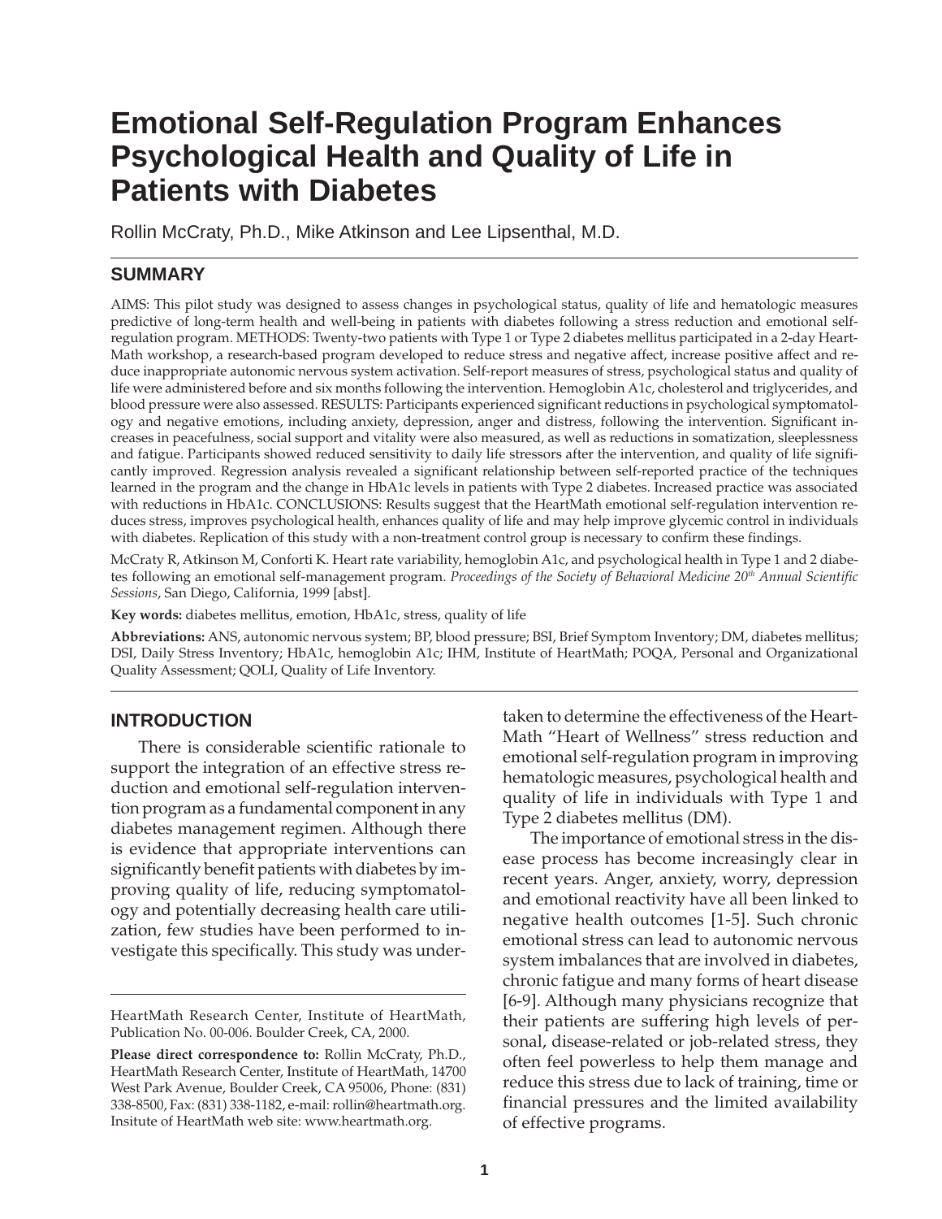# Emotional Self-Regulation Program Enhances Psychological Health and Quality of Life in Patients with Diabetes

Rollin McCraty, Ph.D., Mike Atkinson and Lee Lipsenthal, M.D.

## SUMMARY

AIMS: This pilot study was designed to assess changes in psychological status, quality of life and hematologic measures predictive of long-term health and well-being in patients with diabetes following a stress reduction and emotional self-regulation program. METHODS: Twenty-two patients with Type 1 or Type 2 diabetes mellitus participated in a 2-day HeartMath workshop, a research-based program developed to reduce stress and negative affect, increase positive affect and reduce inappropriate autonomic nervous system activation. Self-report measures of stress, psychological status and quality of life were administered before and six months following the intervention. Hemoglobin A1c, cholesterol and triglycerides, and blood pressure were also assessed. RESULTS: Participants experienced significant reductions in psychological symptomatology and negative emotions, including anxiety, depression, anger and distress, following the intervention. Significant increases in peacefulness, social support and vitality were also measured, as well as reductions in somatization, sleeplessness and fatigue. Participants showed reduced sensitivity to daily life stressors after the intervention, and quality of life significantly improved. Regression analysis revealed a significant relationship between self-reported practice of the techniques learned in the program and the change in HbA1c levels in patients with Type 2 diabetes. Increased practice was associated with reductions in HbA1c. CONCLUSIONS: Results suggest that the HeartMath emotional self-regulation intervention reduces stress, improves psychological health, enhances quality of life and may help improve glycemic control in individuals with diabetes. Replication of this study with a non-treatment control group is necessary to confirm these findings.

McCraty R, Atkinson M, Conforti K. Heart rate variability, hemoglobin A1c, and psychological health in Type 1 and 2 diabetes following an emotional self-management program. *Proceedings of the Society of Behavioral Medicine 20th Annual Scientific Sessions*, San Diego, California, 1999 [abst].

**Key words:** diabetes mellitus, emotion, HbA1c, stress, quality of life

**Abbreviations:** ANS, autonomic nervous system; BP, blood pressure; BSI, Brief Symptom Inventory; DM, diabetes mellitus; DSI, Daily Stress Inventory; HbA1c, hemoglobin A1c; IHM, Institute of HeartMath; POQA, Personal and Organizational Quality Assessment; QOLI, Quality of Life Inventory.

## INTRODUCTION

There is considerable scientific rationale to support the integration of an effective stress reduction and emotional self-regulation intervention program as a fundamental component in any diabetes management regimen. Although there is evidence that appropriate interventions can significantly benefit patients with diabetes by improving quality of life, reducing symptomatology and potentially decreasing health care utilization, few studies have been performed to investigate this specifically. This study was undertaken to determine the effectiveness of the HeartMath "Heart of Wellness" stress reduction and emotional self-regulation program in improving hematologic measures, psychological health and quality of life in individuals with Type 1 and Type 2 diabetes mellitus (DM).

The importance of emotional stress in the disease process has become increasingly clear in recent years. Anger, anxiety, worry, depression and emotional reactivity have all been linked to negative health outcomes [1-5]. Such chronic emotional stress can lead to autonomic nervous system imbalances that are involved in diabetes, chronic fatigue and many forms of heart disease [6-9]. Although many physicians recognize that their patients are suffering high levels of personal, disease-related or job-related stress, they often feel powerless to help them manage and reduce this stress due to lack of training, time or financial pressures and the limited availability of effective programs.

---

HeartMath Research Center, Institute of HeartMath, Publication No. 00-006. Boulder Creek, CA, 2000.

**Please direct correspondence to:** Rollin McCraty, Ph.D., HeartMath Research Center, Institute of HeartMath, 14700 West Park Avenue, Boulder Creek, CA 95006, Phone: (831) 338-8500, Fax: (831) 338-1182, e-mail: rollin@heartmath.org. Insitute of HeartMath web site: www.heartmath.org.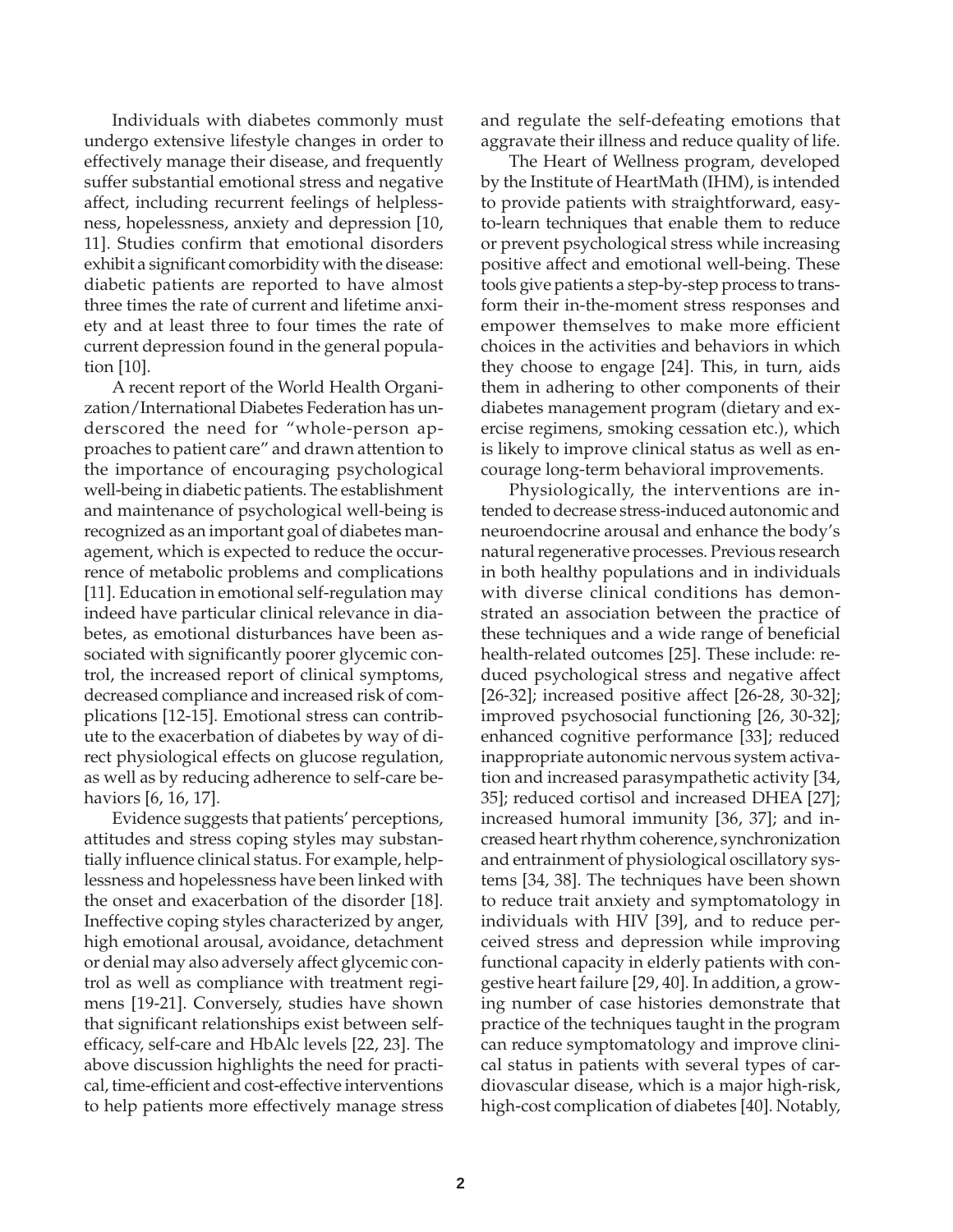Individuals with diabetes commonly must undergo extensive lifestyle changes in order to effectively manage their disease, and frequently suffer substantial emotional stress and negative affect, including recurrent feelings of helplessness, hopelessness, anxiety and depression [10, 11]. Studies confirm that emotional disorders exhibit a significant comorbidity with the disease: diabetic patients are reported to have almost three times the rate of current and lifetime anxiety and at least three to four times the rate of current depression found in the general population [10].

A recent report of the World Health Organization/International Diabetes Federation has underscored the need for "whole-person approaches to patient care" and drawn attention to the importance of encouraging psychological well-being in diabetic patients. The establishment and maintenance of psychological well-being is recognized as an important goal of diabetes management, which is expected to reduce the occurrence of metabolic problems and complications [11]. Education in emotional self-regulation may indeed have particular clinical relevance in diabetes, as emotional disturbances have been associated with significantly poorer glycemic control, the increased report of clinical symptoms, decreased compliance and increased risk of complications [12-15]. Emotional stress can contribute to the exacerbation of diabetes by way of direct physiological effects on glucose regulation, as well as by reducing adherence to self-care behaviors [6, 16, 17].

Evidence suggests that patients' perceptions, attitudes and stress coping styles may substantially influence clinical status. For example, helplessness and hopelessness have been linked with the onset and exacerbation of the disorder [18]. Ineffective coping styles characterized by anger, high emotional arousal, avoidance, detachment or denial may also adversely affect glycemic control as well as compliance with treatment regimens [19-21]. Conversely, studies have shown that significant relationships exist between self-efficacy, self-care and HbAlc levels [22, 23]. The above discussion highlights the need for practical, time-efficient and cost-effective interventions to help patients more effectively manage stress and regulate the self-defeating emotions that aggravate their illness and reduce quality of life.

The Heart of Wellness program, developed by the Institute of HeartMath (IHM), is intended to provide patients with straightforward, easy-to-learn techniques that enable them to reduce or prevent psychological stress while increasing positive affect and emotional well-being. These tools give patients a step-by-step process to transform their in-the-moment stress responses and empower themselves to make more efficient choices in the activities and behaviors in which they choose to engage [24]. This, in turn, aids them in adhering to other components of their diabetes management program (dietary and exercise regimens, smoking cessation etc.), which is likely to improve clinical status as well as encourage long-term behavioral improvements.

Physiologically, the interventions are intended to decrease stress-induced autonomic and neuroendocrine arousal and enhance the body's natural regenerative processes. Previous research in both healthy populations and in individuals with diverse clinical conditions has demonstrated an association between the practice of these techniques and a wide range of beneficial health-related outcomes [25]. These include: reduced psychological stress and negative affect [26-32]; increased positive affect [26-28, 30-32]; improved psychosocial functioning [26, 30-32]; enhanced cognitive performance [33]; reduced inappropriate autonomic nervous system activation and increased parasympathetic activity [34, 35]; reduced cortisol and increased DHEA [27]; increased humoral immunity [36, 37]; and increased heart rhythm coherence, synchronization and entrainment of physiological oscillatory systems [34, 38]. The techniques have been shown to reduce trait anxiety and symptomatology in individuals with HIV [39], and to reduce perceived stress and depression while improving functional capacity in elderly patients with congestive heart failure [29, 40]. In addition, a growing number of case histories demonstrate that practice of the techniques taught in the program can reduce symptomatology and improve clinical status in patients with several types of cardiovascular disease, which is a major high-risk, high-cost complication of diabetes [40]. Notably,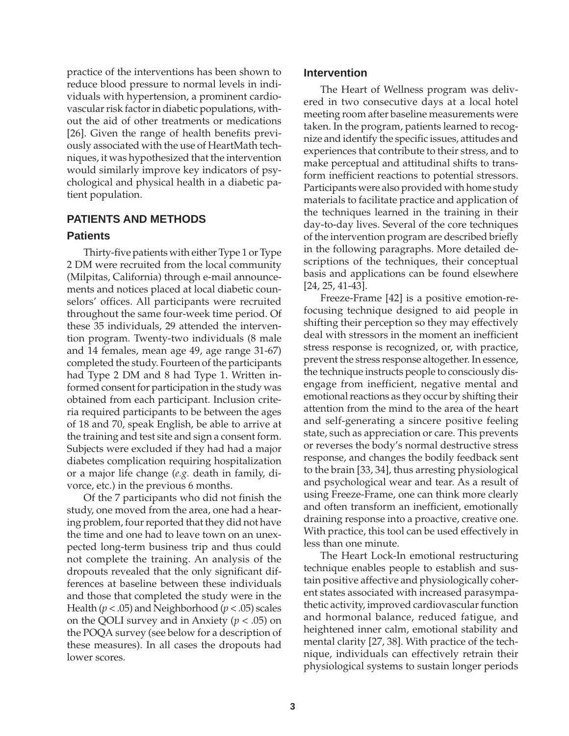practice of the interventions has been shown to reduce blood pressure to normal levels in individuals with hypertension, a prominent cardiovascular risk factor in diabetic populations, without the aid of other treatments or medications [26]. Given the range of health benefits previously associated with the use of HeartMath techniques, it was hypothesized that the intervention would similarly improve key indicators of psychological and physical health in a diabetic patient population.

## PATIENTS AND METHODS

### Patients

Thirty-five patients with either Type 1 or Type 2 DM were recruited from the local community (Milpitas, California) through e-mail announcements and notices placed at local diabetic counselors' offices. All participants were recruited throughout the same four-week time period. Of these 35 individuals, 29 attended the intervention program. Twenty-two individuals (8 male and 14 females, mean age 49, age range 31-67) completed the study. Fourteen of the participants had Type 2 DM and 8 had Type 1. Written informed consent for participation in the study was obtained from each participant. Inclusion criteria required participants to be between the ages of 18 and 70, speak English, be able to arrive at the training and test site and sign a consent form. Subjects were excluded if they had had a major diabetes complication requiring hospitalization or a major life change (*e.g.* death in family, divorce, etc.) in the previous 6 months.

Of the 7 participants who did not finish the study, one moved from the area, one had a hearing problem, four reported that they did not have the time and one had to leave town on an unexpected long-term business trip and thus could not complete the training. An analysis of the dropouts revealed that the only significant differences at baseline between these individuals and those that completed the study were in the Health ($p < .05$) and Neighborhood ($p < .05$) scales on the QOLI survey and in Anxiety ($p < .05$) on the POQA survey (see below for a description of these measures). In all cases the dropouts had lower scores.

### Intervention

The Heart of Wellness program was delivered in two consecutive days at a local hotel meeting room after baseline measurements were taken. In the program, patients learned to recognize and identify the specific issues, attitudes and experiences that contribute to their stress, and to make perceptual and attitudinal shifts to transform inefficient reactions to potential stressors. Participants were also provided with home study materials to facilitate practice and application of the techniques learned in the training in their day-to-day lives. Several of the core techniques of the intervention program are described briefly in the following paragraphs. More detailed descriptions of the techniques, their conceptual basis and applications can be found elsewhere [24, 25, 41-43].

Freeze-Frame [42] is a positive emotion-refocusing technique designed to aid people in shifting their perception so they may effectively deal with stressors in the moment an inefficient stress response is recognized, or, with practice, prevent the stress response altogether. In essence, the technique instructs people to consciously disengage from inefficient, negative mental and emotional reactions as they occur by shifting their attention from the mind to the area of the heart and self-generating a sincere positive feeling state, such as appreciation or care. This prevents or reverses the body's normal destructive stress response, and changes the bodily feedback sent to the brain [33, 34], thus arresting physiological and psychological wear and tear. As a result of using Freeze-Frame, one can think more clearly and often transform an inefficient, emotionally draining response into a proactive, creative one. With practice, this tool can be used effectively in less than one minute.

The Heart Lock-In emotional restructuring technique enables people to establish and sustain positive affective and physiologically coherent states associated with increased parasympathetic activity, improved cardiovascular function and hormonal balance, reduced fatigue, and heightened inner calm, emotional stability and mental clarity [27, 38]. With practice of the technique, individuals can effectively retrain their physiological systems to sustain longer periods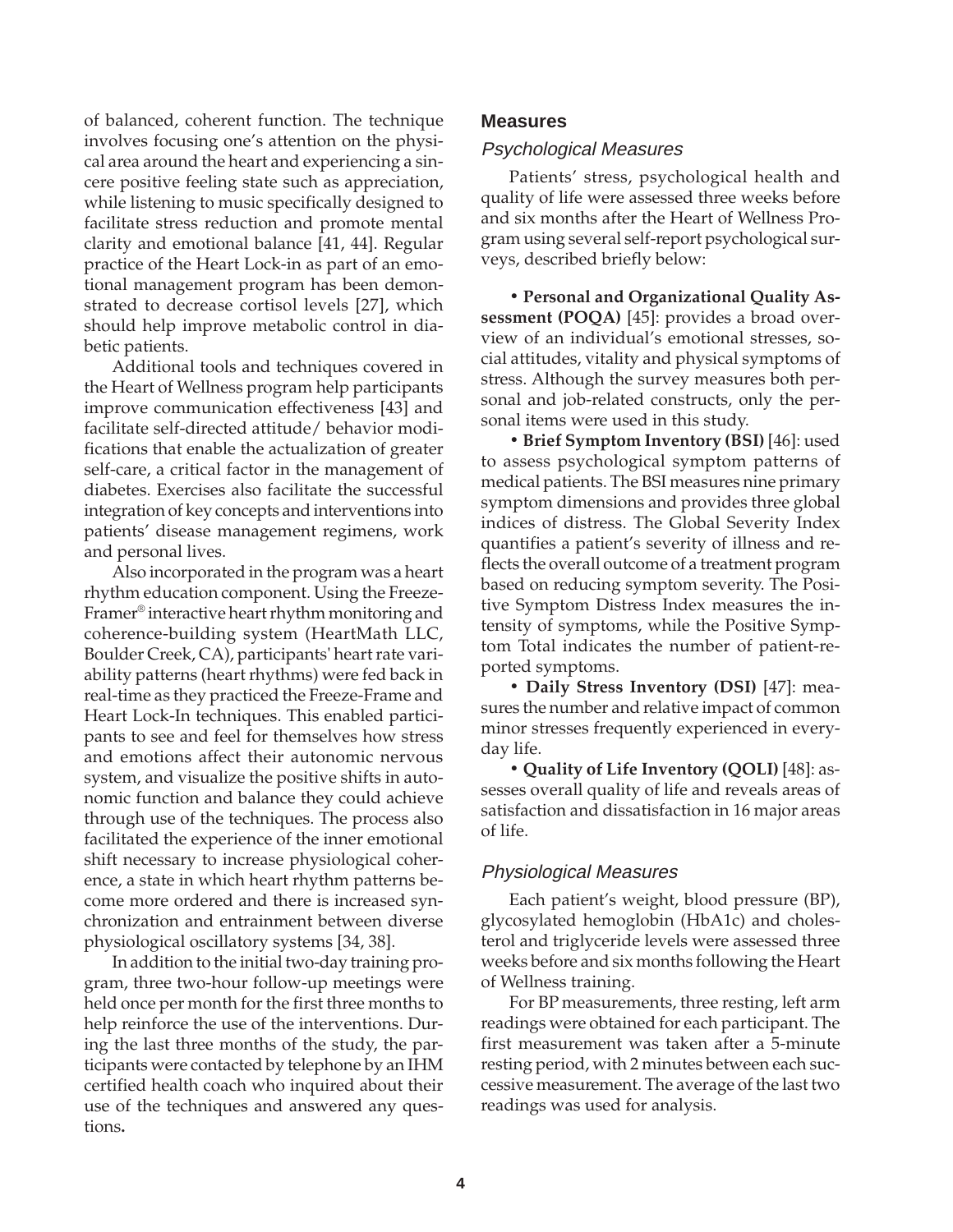of balanced, coherent function. The technique involves focusing one's attention on the physical area around the heart and experiencing a sincere positive feeling state such as appreciation, while listening to music specifically designed to facilitate stress reduction and promote mental clarity and emotional balance [41, 44]. Regular practice of the Heart Lock-in as part of an emotional management program has been demonstrated to decrease cortisol levels [27], which should help improve metabolic control in diabetic patients.

Additional tools and techniques covered in the Heart of Wellness program help participants improve communication effectiveness [43] and facilitate self-directed attitude/ behavior modifications that enable the actualization of greater self-care, a critical factor in the management of diabetes. Exercises also facilitate the successful integration of key concepts and interventions into patients' disease management regimens, work and personal lives.

Also incorporated in the program was a heart rhythm education component. Using the Freeze-Framer® interactive heart rhythm monitoring and coherence-building system (HeartMath LLC, Boulder Creek, CA), participants' heart rate variability patterns (heart rhythms) were fed back in real-time as they practiced the Freeze-Frame and Heart Lock-In techniques. This enabled participants to see and feel for themselves how stress and emotions affect their autonomic nervous system, and visualize the positive shifts in autonomic function and balance they could achieve through use of the techniques. The process also facilitated the experience of the inner emotional shift necessary to increase physiological coherence, a state in which heart rhythm patterns become more ordered and there is increased synchronization and entrainment between diverse physiological oscillatory systems [34, 38].

In addition to the initial two-day training program, three two-hour follow-up meetings were held once per month for the first three months to help reinforce the use of the interventions. During the last three months of the study, the participants were contacted by telephone by an IHM certified health coach who inquired about their use of the techniques and answered any questions**.**

## Measures

### *Psychological Measures*

Patients' stress, psychological health and quality of life were assessed three weeks before and six months after the Heart of Wellness Program using several self-report psychological surveys, described briefly below:

- **Personal and Organizational Quality Assessment (POQA)** [45]: provides a broad overview of an individual's emotional stresses, social attitudes, vitality and physical symptoms of stress. Although the survey measures both personal and job-related constructs, only the personal items were used in this study.
- **Brief Symptom Inventory (BSI)** [46]: used to assess psychological symptom patterns of medical patients. The BSI measures nine primary symptom dimensions and provides three global indices of distress. The Global Severity Index quantifies a patient's severity of illness and reflects the overall outcome of a treatment program based on reducing symptom severity. The Positive Symptom Distress Index measures the intensity of symptoms, while the Positive Symptom Total indicates the number of patient-reported symptoms.
- **Daily Stress Inventory (DSI)** [47]: measures the number and relative impact of common minor stresses frequently experienced in everyday life.
- **Quality of Life Inventory (QOLI)** [48]: assesses overall quality of life and reveals areas of satisfaction and dissatisfaction in 16 major areas of life.

### *Physiological Measures*

Each patient's weight, blood pressure (BP), glycosylated hemoglobin (HbA1c) and cholesterol and triglyceride levels were assessed three weeks before and six months following the Heart of Wellness training.

For BP measurements, three resting, left arm readings were obtained for each participant. The first measurement was taken after a 5-minute resting period, with 2 minutes between each successive measurement. The average of the last two readings was used for analysis.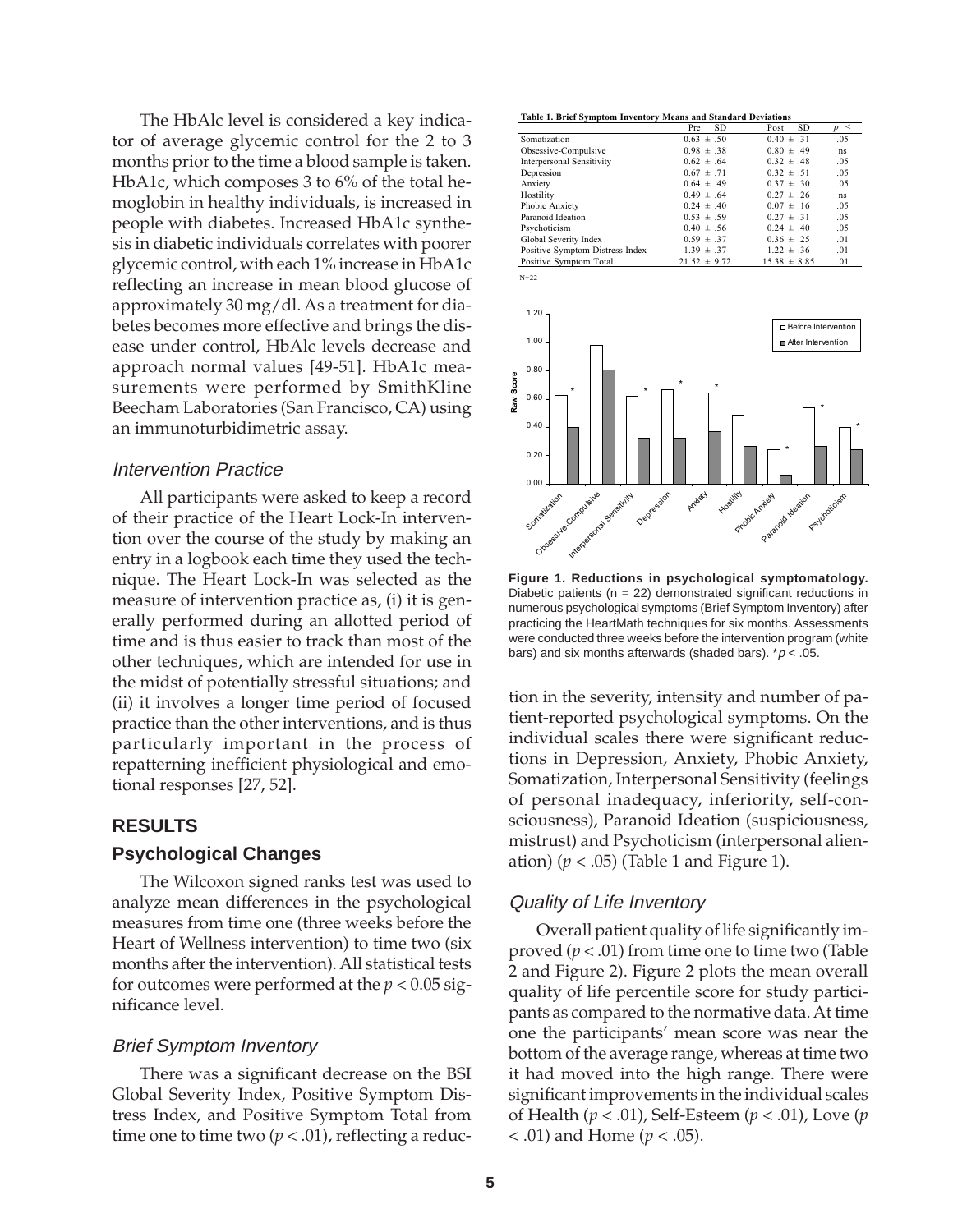The HbAlc level is considered a key indicator of average glycemic control for the 2 to 3 months prior to the time a blood sample is taken. HbA1c, which composes 3 to 6% of the total hemoglobin in healthy individuals, is increased in people with diabetes. Increased HbA1c synthesis in diabetic individuals correlates with poorer glycemic control, with each 1% increase in HbA1c reflecting an increase in mean blood glucose of approximately 30 mg/dl. As a treatment for diabetes becomes more effective and brings the disease under control, HbAlc levels decrease and approach normal values [49-51]. HbA1c measurements were performed by SmithKline Beecham Laboratories (San Francisco, CA) using an immunoturbidimetric assay.

### *Intervention Practice*

All participants were asked to keep a record of their practice of the Heart Lock-In intervention over the course of the study by making an entry in a logbook each time they used the technique. The Heart Lock-In was selected as the measure of intervention practice as, (i) it is generally performed during an allotted period of time and is thus easier to track than most of the other techniques, which are intended for use in the midst of potentially stressful situations; and (ii) it involves a longer time period of focused practice than the other interventions, and is thus particularly important in the process of repatterning inefficient physiological and emotional responses [27, 52].

## RESULTS

## Psychological Changes

The Wilcoxon signed ranks test was used to analyze mean differences in the psychological measures from time one (three weeks before the Heart of Wellness intervention) to time two (six months after the intervention). All statistical tests for outcomes were performed at the $p < 0.05$ significance level.

### *Brief Symptom Inventory*

There was a significant decrease on the BSI Global Severity Index, Positive Symptom Distress Index, and Positive Symptom Total from time one to time two ($p < .01$), reflecting a reduction in the severity, intensity and number of patient-reported psychological symptoms. On the individual scales there were significant reductions in Depression, Anxiety, Phobic Anxiety, Somatization, Interpersonal Sensitivity (feelings of personal inadequacy, inferiority, self-consciousness), Paranoid Ideation (suspiciousness, mistrust) and Psychoticism (interpersonal alienation) ($p < .05$) (Table 1 and Figure 1).

**Table 1. Brief Symptom Inventory Means and Standard Deviations**

| | Pre SD | Post SD | $p <$ |
|---|---|---|---|
| Somatization | 0.63 ± .50 | 0.40 ± .31 | .05 |
| Obsessive-Compulsive | 0.98 ± .38 | 0.80 ± .49 | ns |
| Interpersonal Sensitivity | 0.62 ± .64 | 0.32 ± .48 | .05 |
| Depression | 0.67 ± .71 | 0.32 ± .51 | .05 |
| Anxiety | 0.64 ± .49 | 0.37 ± .30 | .05 |
| Hostility | 0.49 ± .64 | 0.27 ± .26 | ns |
| Phobic Anxiety | 0.24 ± .40 | 0.07 ± .16 | .05 |
| Paranoid Ideation | 0.53 ± .59 | 0.27 ± .31 | .05 |
| Psychoticism | 0.40 ± .56 | 0.24 ± .40 | .05 |
| Global Severity Index | 0.59 ± .37 | 0.36 ± .25 | .01 |
| Positive Symptom Distress Index | 1.39 ± .37 | 1.22 ± .36 | .01 |
| Positive Symptom Total | 21.52 ± 9.72 | 15.38 ± 8.85 | .01 |

N=22

**Figure 1. Reductions in psychological symptomatology.** Diabetic patients (n = 22) demonstrated significant reductions in numerous psychological symptoms (Brief Symptom Inventory) after practicing the HeartMath techniques for six months. Assessments were conducted three weeks before the intervention program (white bars) and six months afterwards (shaded bars). *$p < .05$.

### *Quality of Life Inventory*

Overall patient quality of life significantly improved ($p < .01$) from time one to time two (Table 2 and Figure 2). Figure 2 plots the mean overall quality of life percentile score for study participants as compared to the normative data. At time one the participants' mean score was near the bottom of the average range, whereas at time two it had moved into the high range. There were significant improvements in the individual scales of Health ($p < .01$), Self-Esteem ($p < .01$), Love ($p < .01$) and Home ($p < .05$).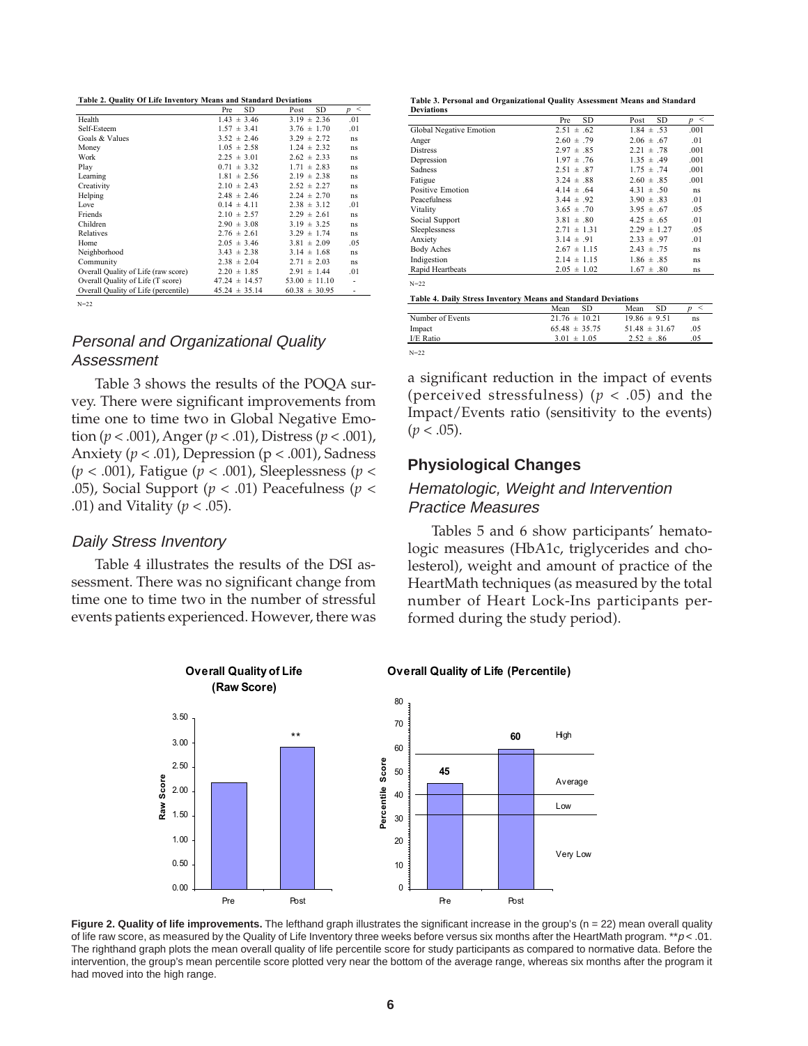**Table 2. Quality Of Life Inventory Means and Standard Deviations**

| | Pre SD | Post SD | $p <$ |
|---|---|---|---|
| Health | 1.43 ± 3.46 | 3.19 ± 2.36 | .01 |
| Self-Esteem | 1.57 ± 3.41 | 3.76 ± 1.70 | .01 |
| Goals & Values | 3.52 ± 2.46 | 3.29 ± 2.72 | ns |
| Money | 1.05 ± 2.58 | 1.24 ± 2.32 | ns |
| Work | 2.25 ± 3.01 | 2.62 ± 2.33 | ns |
| Play | 0.71 ± 3.32 | 1.71 ± 2.83 | ns |
| Learning | 1.81 ± 2.56 | 2.19 ± 2.38 | ns |
| Creativity | 2.10 ± 2.43 | 2.52 ± 2.27 | ns |
| Helping | 2.48 ± 2.46 | 2.24 ± 2.70 | ns |
| Love | 0.14 ± 4.11 | 2.38 ± 3.12 | .01 |
| Friends | 2.10 ± 2.57 | 2.29 ± 2.61 | ns |
| Children | 2.90 ± 3.08 | 3.19 ± 3.25 | ns |
| Relatives | 2.76 ± 2.61 | 3.29 ± 1.74 | ns |
| Home | 2.05 ± 3.46 | 3.81 ± 2.09 | .05 |
| Neighborhood | 3.43 ± 2.38 | 3.14 ± 1.68 | ns |
| Community | 2.38 ± 2.04 | 2.71 ± 2.03 | ns |
| Overall Quality of Life (raw score) | 2.20 ± 1.85 | 2.91 ± 1.44 | .01 |
| Overall Quality of Life (T score) | 47.24 ± 14.57 | 53.00 ± 11.10 | - |
| Overall Quality of Life (percentile) | 45.24 ± 35.14 | 60.38 ± 30.95 | - |

N=22

**Table 3. Personal and Organizational Quality Assessment Means and Standard Deviations**

| | Pre SD | Post SD | $p <$ |
|---|---|---|---|
| Global Negative Emotion | 2.51 ± .62 | 1.84 ± .53 | .001 |
| Anger | 2.60 ± .79 | 2.06 ± .67 | .01 |
| Distress | 2.97 ± .85 | 2.21 ± .78 | .001 |
| Depression | 1.97 ± .76 | 1.35 ± .49 | .001 |
| Sadness | 2.51 ± .87 | 1.75 ± .74 | .001 |
| Fatigue | 3.24 ± .88 | 2.60 ± .85 | .001 |
| Positive Emotion | 4.14 ± .64 | 4.31 ± .50 | ns |
| Peacefulness | 3.44 ± .92 | 3.90 ± .83 | .01 |
| Vitality | 3.65 ± .70 | 3.95 ± .67 | .05 |
| Social Support | 3.81 ± .80 | 4.25 ± .65 | .01 |
| Sleeplessness | 2.71 ± 1.31 | 2.29 ± 1.27 | .05 |
| Anxiety | 3.14 ± .91 | 2.33 ± .97 | .01 |
| Body Aches | 2.67 ± 1.15 | 2.43 ± .75 | ns |
| Indigestion | 2.14 ± 1.15 | 1.86 ± .85 | ns |
| Rapid Heartbeats | 2.05 ± 1.02 | 1.67 ± .80 | ns |

N=22

**Table 4. Daily Stress Inventory Means and Standard Deviations**

| | Mean SD | Mean SD | $p <$ |
|---|---|---|---|
| Number of Events | 21.76 ± 10.21 | 19.86 ± 9.51 | ns |
| Impact | 65.48 ± 35.75 | 51.48 ± 31.67 | .05 |
| I/E Ratio | 3.01 ± 1.05 | 2.52 ± .86 | .05 |

N=22

### *Personal and Organizational Quality Assessment*

Table 3 shows the results of the POQA survey. There were significant improvements from time one to time two in Global Negative Emotion ($p < .001$), Anger ($p < .01$), Distress ($p < .001$), Anxiety ($p < .01$), Depression ($p < .001$), Sadness ($p < .001$), Fatigue ($p < .001$), Sleeplessness ($p < .05$), Social Support ($p < .01$) Peacefulness ($p < .01$) and Vitality ($p < .05$).

### *Daily Stress Inventory*

Table 4 illustrates the results of the DSI assessment. There was no significant change from time one to time two in the number of stressful events patients experienced. However, there was a significant reduction in the impact of events (perceived stressfulness) ($p < .05$) and the Impact/Events ratio (sensitivity to the events) ($p < .05$).

## Physiological Changes

### *Hematologic, Weight and Intervention Practice Measures*

Tables 5 and 6 show participants' hematologic measures (HbA1c, triglycerides and cholesterol), weight and amount of practice of the HeartMath techniques (as measured by the total number of Heart Lock-Ins participants performed during the study period).

**Figure 2. Quality of life improvements.** The lefthand graph illustrates the significant increase in the group's (n = 22) mean overall quality of life raw score, as measured by the Quality of Life Inventory three weeks before versus six months after the HeartMath program. $^{**}p < .01$. The righthand graph plots the mean overall quality of life percentile score for study participants as compared to normative data. Before the intervention, the group's mean percentile score plotted very near the bottom of the average range, whereas six months after the program it had moved into the high range.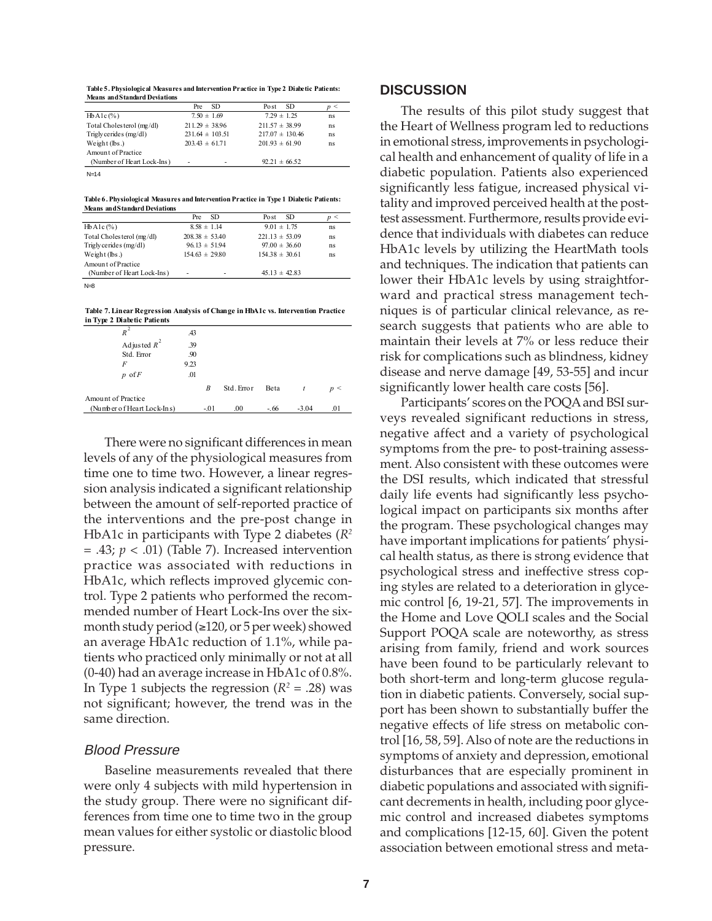**Table 5. Physiological Measures and Intervention Practice in Type 2 Diabetic Patients: Means and Standard Deviations**

| | Pre SD | Post SD | $p <$ |
|---|---|---|---|
| HbA1c (%) | 7.50 ± 1.69 | 7.29 ± 1.25 | ns |
| Total Cholesterol (mg/dl) | 211.29 ± 38.96 | 211.57 ± 38.99 | ns |
| Triglycerides (mg/dl) | 231.64 ± 103.51 | 217.07 ± 130.46 | ns |
| Weight (lbs.) | 203.43 ± 61.71 | 201.93 ± 61.90 | ns |
| Amount of Practice (Number of Heart Lock-Ins) | - - | 92.21 ± 66.52 | |

N=14

**Table 6. Physiological Measures and Intervention Practice in Type 1 Diabetic Patients: Means and Standard Deviations**

| | Pre SD | Post SD | $p <$ |
|---|---|---|---|
| HbA1c (%) | 8.58 ± 1.14 | 9.01 ± 1.75 | ns |
| Total Cholesterol (mg/dl) | 208.38 ± 53.40 | 221.13 ± 53.09 | ns |
| Triglycerides (mg/dl) | 96.13 ± 51.94 | 97.00 ± 36.60 | ns |
| Weight (lbs.) | 154.63 ± 29.80 | 154.38 ± 30.61 | ns |
| Amount of Practice (Number of Heart Lock-Ins) | - - | 45.13 ± 42.83 | |

N=8

**Table 7. Linear Regression Analysis of Change in HbA1c vs. Intervention Practice in Type 2 Diabetic Patients**

| | | | | | |
|---|---|---|---|---|---|
| $R^2$ | .43 | | | | |
| Adjusted $R^2$ | .39 | | | | |
| Std. Error | .90 | | | | |
| $F$ | 9.23 | | | | |
| $p$ of $F$ | .01 | | | | |
| | $B$ | Std. Error | Beta | $t$ | $p <$ |
| Amount of Practice (Number of Heart Lock-Ins) | -.01 | .00 | -.66 | -3.04 | .01 |

There were no significant differences in mean levels of any of the physiological measures from time one to time two. However, a linear regression analysis indicated a significant relationship between the amount of self-reported practice of the interventions and the pre-post change in HbA1c in participants with Type 2 diabetes ($R^2 = .43$; $p < .01$) (Table 7). Increased intervention practice was associated with reductions in HbA1c, which reflects improved glycemic control. Type 2 patients who performed the recommended number of Heart Lock-Ins over the six-month study period (≥120, or 5 per week) showed an average HbA1c reduction of 1.1%, while patients who practiced only minimally or not at all (0-40) had an average increase in HbA1c of 0.8%. In Type 1 subjects the regression ($R^2 = .28$) was not significant; however, the trend was in the same direction.

### *Blood Pressure*

Baseline measurements revealed that there were only 4 subjects with mild hypertension in the study group. There were no significant differences from time one to time two in the group mean values for either systolic or diastolic blood pressure.

## DISCUSSION

The results of this pilot study suggest that the Heart of Wellness program led to reductions in emotional stress, improvements in psychological health and enhancement of quality of life in a diabetic population. Patients also experienced significantly less fatigue, increased physical vitality and improved perceived health at the post-test assessment. Furthermore, results provide evidence that individuals with diabetes can reduce HbA1c levels by utilizing the HeartMath tools and techniques. The indication that patients can lower their HbA1c levels by using straightforward and practical stress management techniques is of particular clinical relevance, as research suggests that patients who are able to maintain their levels at 7% or less reduce their risk for complications such as blindness, kidney disease and nerve damage [49, 53-55] and incur significantly lower health care costs [56].

Participants' scores on the POQA and BSI surveys revealed significant reductions in stress, negative affect and a variety of psychological symptoms from the pre- to post-training assessment. Also consistent with these outcomes were the DSI results, which indicated that stressful daily life events had significantly less psychological impact on participants six months after the program. These psychological changes may have important implications for patients' physical health status, as there is strong evidence that psychological stress and ineffective stress coping styles are related to a deterioration in glycemic control [6, 19-21, 57]. The improvements in the Home and Love QOLI scales and the Social Support POQA scale are noteworthy, as stress arising from family, friend and work sources have been found to be particularly relevant to both short-term and long-term glucose regulation in diabetic patients. Conversely, social support has been shown to substantially buffer the negative effects of life stress on metabolic control [16, 58, 59]. Also of note are the reductions in symptoms of anxiety and depression, emotional disturbances that are especially prominent in diabetic populations and associated with significant decrements in health, including poor glycemic control and increased diabetes symptoms and complications [12-15, 60]. Given the potent association between emotional stress and meta-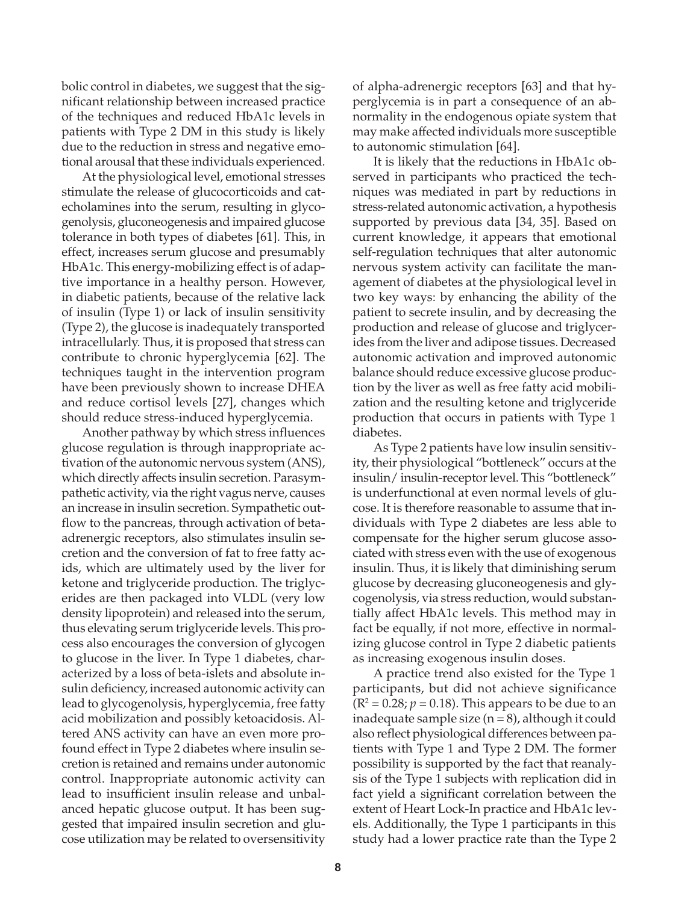bolic control in diabetes, we suggest that the significant relationship between increased practice of the techniques and reduced HbA1c levels in patients with Type 2 DM in this study is likely due to the reduction in stress and negative emotional arousal that these individuals experienced.

At the physiological level, emotional stresses stimulate the release of glucocorticoids and catecholamines into the serum, resulting in glycogenolysis, gluconeogenesis and impaired glucose tolerance in both types of diabetes [61]. This, in effect, increases serum glucose and presumably HbA1c. This energy-mobilizing effect is of adaptive importance in a healthy person. However, in diabetic patients, because of the relative lack of insulin (Type 1) or lack of insulin sensitivity (Type 2), the glucose is inadequately transported intracellularly. Thus, it is proposed that stress can contribute to chronic hyperglycemia [62]. The techniques taught in the intervention program have been previously shown to increase DHEA and reduce cortisol levels [27], changes which should reduce stress-induced hyperglycemia.

Another pathway by which stress influences glucose regulation is through inappropriate activation of the autonomic nervous system (ANS), which directly affects insulin secretion. Parasympathetic activity, via the right vagus nerve, causes an increase in insulin secretion. Sympathetic outflow to the pancreas, through activation of beta-adrenergic receptors, also stimulates insulin secretion and the conversion of fat to free fatty acids, which are ultimately used by the liver for ketone and triglyceride production. The triglycerides are then packaged into VLDL (very low density lipoprotein) and released into the serum, thus elevating serum triglyceride levels. This process also encourages the conversion of glycogen to glucose in the liver. In Type 1 diabetes, characterized by a loss of beta-islets and absolute insulin deficiency, increased autonomic activity can lead to glycogenolysis, hyperglycemia, free fatty acid mobilization and possibly ketoacidosis. Altered ANS activity can have an even more profound effect in Type 2 diabetes where insulin secretion is retained and remains under autonomic control. Inappropriate autonomic activity can lead to insufficient insulin release and unbalanced hepatic glucose output. It has been suggested that impaired insulin secretion and glucose utilization may be related to oversensitivity of alpha-adrenergic receptors [63] and that hyperglycemia is in part a consequence of an abnormality in the endogenous opiate system that may make affected individuals more susceptible to autonomic stimulation [64].

It is likely that the reductions in HbA1c observed in participants who practiced the techniques was mediated in part by reductions in stress-related autonomic activation, a hypothesis supported by previous data [34, 35]. Based on current knowledge, it appears that emotional self-regulation techniques that alter autonomic nervous system activity can facilitate the management of diabetes at the physiological level in two key ways: by enhancing the ability of the patient to secrete insulin, and by decreasing the production and release of glucose and triglycerides from the liver and adipose tissues. Decreased autonomic activation and improved autonomic balance should reduce excessive glucose production by the liver as well as free fatty acid mobilization and the resulting ketone and triglyceride production that occurs in patients with Type 1 diabetes.

As Type 2 patients have low insulin sensitivity, their physiological "bottleneck" occurs at the insulin/ insulin-receptor level. This "bottleneck" is underfunctional at even normal levels of glucose. It is therefore reasonable to assume that individuals with Type 2 diabetes are less able to compensate for the higher serum glucose associated with stress even with the use of exogenous insulin. Thus, it is likely that diminishing serum glucose by decreasing gluconeogenesis and glycogenolysis, via stress reduction, would substantially affect HbA1c levels. This method may in fact be equally, if not more, effective in normalizing glucose control in Type 2 diabetic patients as increasing exogenous insulin doses.

A practice trend also existed for the Type 1 participants, but did not achieve significance ($R^2 = 0.28$; $p = 0.18$). This appears to be due to an inadequate sample size ($n = 8$), although it could also reflect physiological differences between patients with Type 1 and Type 2 DM. The former possibility is supported by the fact that reanalysis of the Type 1 subjects with replication did in fact yield a significant correlation between the extent of Heart Lock-In practice and HbA1c levels. Additionally, the Type 1 participants in this study had a lower practice rate than the Type 2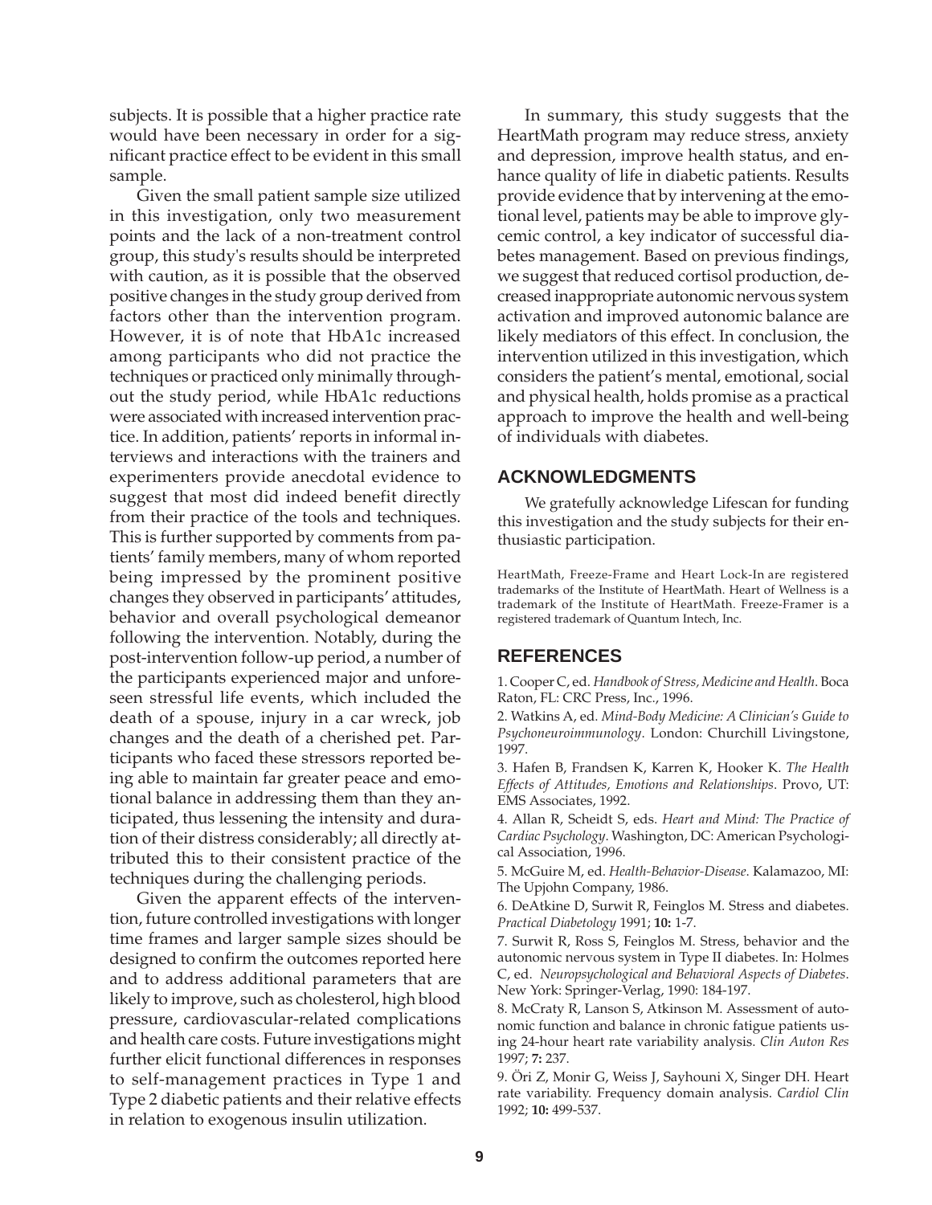subjects. It is possible that a higher practice rate would have been necessary in order for a significant practice effect to be evident in this small sample.

Given the small patient sample size utilized in this investigation, only two measurement points and the lack of a non-treatment control group, this study's results should be interpreted with caution, as it is possible that the observed positive changes in the study group derived from factors other than the intervention program. However, it is of note that HbA1c increased among participants who did not practice the techniques or practiced only minimally throughout the study period, while HbA1c reductions were associated with increased intervention practice. In addition, patients' reports in informal interviews and interactions with the trainers and experimenters provide anecdotal evidence to suggest that most did indeed benefit directly from their practice of the tools and techniques. This is further supported by comments from patients' family members, many of whom reported being impressed by the prominent positive changes they observed in participants' attitudes, behavior and overall psychological demeanor following the intervention. Notably, during the post-intervention follow-up period, a number of the participants experienced major and unforeseen stressful life events, which included the death of a spouse, injury in a car wreck, job changes and the death of a cherished pet. Participants who faced these stressors reported being able to maintain far greater peace and emotional balance in addressing them than they anticipated, thus lessening the intensity and duration of their distress considerably; all directly attributed this to their consistent practice of the techniques during the challenging periods.

Given the apparent effects of the intervention, future controlled investigations with longer time frames and larger sample sizes should be designed to confirm the outcomes reported here and to address additional parameters that are likely to improve, such as cholesterol, high blood pressure, cardiovascular-related complications and health care costs. Future investigations might further elicit functional differences in responses to self-management practices in Type 1 and Type 2 diabetic patients and their relative effects in relation to exogenous insulin utilization.

In summary, this study suggests that the HeartMath program may reduce stress, anxiety and depression, improve health status, and enhance quality of life in diabetic patients. Results provide evidence that by intervening at the emotional level, patients may be able to improve glycemic control, a key indicator of successful diabetes management. Based on previous findings, we suggest that reduced cortisol production, decreased inappropriate autonomic nervous system activation and improved autonomic balance are likely mediators of this effect. In conclusion, the intervention utilized in this investigation, which considers the patient's mental, emotional, social and physical health, holds promise as a practical approach to improve the health and well-being of individuals with diabetes.

## ACKNOWLEDGMENTS

We gratefully acknowledge Lifescan for funding this investigation and the study subjects for their enthusiastic participation.

HeartMath, Freeze-Frame and Heart Lock-In are registered trademarks of the Institute of HeartMath. Heart of Wellness is a trademark of the Institute of HeartMath. Freeze-Framer is a registered trademark of Quantum Intech, Inc.

## REFERENCES

1. Cooper C, ed. *Handbook of Stress, Medicine and Health*. Boca Raton, FL: CRC Press, Inc., 1996.

2. Watkins A, ed. *Mind-Body Medicine: A Clinician's Guide to Psychoneuroimmunology*. London: Churchill Livingstone, 1997.

3. Hafen B, Frandsen K, Karren K, Hooker K. *The Health Effects of Attitudes, Emotions and Relationships*. Provo, UT: EMS Associates, 1992.

4. Allan R, Scheidt S, eds. *Heart and Mind: The Practice of Cardiac Psychology*. Washington, DC: American Psychological Association, 1996.

5. McGuire M, ed. *Health-Behavior-Disease*. Kalamazoo, MI: The Upjohn Company, 1986.

6. DeAtkine D, Surwit R, Feinglos M. Stress and diabetes. *Practical Diabetology* 1991; **10:** 1-7.

7. Surwit R, Ross S, Feinglos M. Stress, behavior and the autonomic nervous system in Type II diabetes. In: Holmes C, ed. *Neuropsychological and Behavioral Aspects of Diabetes*. New York: Springer-Verlag, 1990: 184-197.

8. McCraty R, Lanson S, Atkinson M. Assessment of autonomic function and balance in chronic fatigue patients using 24-hour heart rate variability analysis. *Clin Auton Res* 1997; **7:** 237.

9. Öri Z, Monir G, Weiss J, Sayhouni X, Singer DH. Heart rate variability. Frequency domain analysis. *Cardiol Clin* 1992; **10:** 499-537.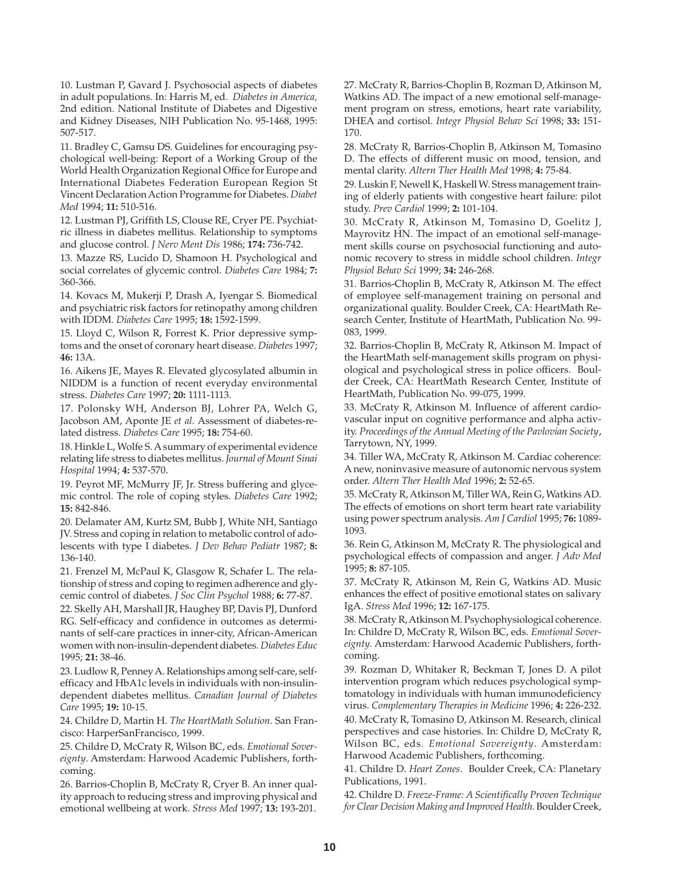10. Lustman P, Gavard J. Psychosocial aspects of diabetes in adult populations. In: Harris M, ed. *Diabetes in America,* 2nd edition. National Institute of Diabetes and Digestive and Kidney Diseases, NIH Publication No. 95-1468, 1995: 507-517.

11. Bradley C, Gamsu DS. Guidelines for encouraging psychological well-being: Report of a Working Group of the World Health Organization Regional Office for Europe and International Diabetes Federation European Region St Vincent Declaration Action Programme for Diabetes. *Diabet Med* 1994; **11:** 510-516.

12. Lustman PJ, Griffith LS, Clouse RE, Cryer PE. Psychiatric illness in diabetes mellitus. Relationship to symptoms and glucose control. *J Nerv Ment Dis* 1986; **174:** 736-742.

13. Mazze RS, Lucido D, Shamoon H. Psychological and social correlates of glycemic control. *Diabetes Care* 1984; **7:** 360-366.

14. Kovacs M, Mukerji P, Drash A, Iyengar S. Biomedical and psychiatric risk factors for retinopathy among children with IDDM. *Diabetes Care* 1995; **18:** 1592-1599.

15. Lloyd C, Wilson R, Forrest K. Prior depressive symptoms and the onset of coronary heart disease. *Diabetes* 1997; **46:** 13A.

16. Aikens JE, Mayes R. Elevated glycosylated albumin in NIDDM is a function of recent everyday environmental stress. *Diabetes Care* 1997; **20:** 1111-1113.

17. Polonsky WH, Anderson BJ, Lohrer PA, Welch G, Jacobson AM, Aponte JE *et al.* Assessment of diabetes-related distress. *Diabetes Care* 1995; **18:** 754-60.

18. Hinkle L, Wolfe S. A summary of experimental evidence relating life stress to diabetes mellitus. *Journal of Mount Sinai Hospital* 1994; **4:** 537-570.

19. Peyrot MF, McMurry JF, Jr. Stress buffering and glycemic control. The role of coping styles. *Diabetes Care* 1992; **15:** 842-846.

20. Delamater AM, Kurtz SM, Bubb J, White NH, Santiago JV. Stress and coping in relation to metabolic control of adolescents with type I diabetes. *J Dev Behav Pediatr* 1987; **8:** 136-140.

21. Frenzel M, McPaul K, Glasgow R, Schafer L. The relationship of stress and coping to regimen adherence and glycemic control of diabetes. *J Soc Clin Psychol* 1988; **6:** 77-87.

22. Skelly AH, Marshall JR, Haughey BP, Davis PJ, Dunford RG. Self-efficacy and confidence in outcomes as determinants of self-care practices in inner-city, African-American women with non-insulin-dependent diabetes. *Diabetes Educ* 1995; **21:** 38-46.

23. Ludlow R, Penney A. Relationships among self-care, self-efficacy and HbA1c levels in individuals with non-insulin-dependent diabetes mellitus. *Canadian Journal of Diabetes Care* 1995; **19:** 10-15.

24. Childre D, Martin H. *The HeartMath Solution*. San Francisco: HarperSanFrancisco, 1999.

25. Childre D, McCraty R, Wilson BC, eds. *Emotional Sovereignty*. Amsterdam: Harwood Academic Publishers, forthcoming.

26. Barrios-Choplin B, McCraty R, Cryer B. An inner quality approach to reducing stress and improving physical and emotional wellbeing at work. *Stress Med* 1997; **13:** 193-201.

27. McCraty R, Barrios-Choplin B, Rozman D, Atkinson M, Watkins AD. The impact of a new emotional self-management program on stress, emotions, heart rate variability, DHEA and cortisol. *Integr Physiol Behav Sci* 1998; **33:** 151-170.

28. McCraty R, Barrios-Choplin B, Atkinson M, Tomasino D. The effects of different music on mood, tension, and mental clarity. *Altern Ther Health Med* 1998; **4:** 75-84.

29. Luskin F, Newell K, Haskell W. Stress management training of elderly patients with congestive heart failure: pilot study. *Prev Cardiol* 1999; **2:** 101-104.

30. McCraty R, Atkinson M, Tomasino D, Goelitz J, Mayrovitz HN. The impact of an emotional self-management skills course on psychosocial functioning and autonomic recovery to stress in middle school children. *Integr Physiol Behav Sci* 1999; **34:** 246-268.

31. Barrios-Choplin B, McCraty R, Atkinson M. The effect of employee self-management training on personal and organizational quality. Boulder Creek, CA: HeartMath Research Center, Institute of HeartMath, Publication No. 99-083, 1999.

32. Barrios-Choplin B, McCraty R, Atkinson M. Impact of the HeartMath self-management skills program on physiological and psychological stress in police officers. Boulder Creek, CA: HeartMath Research Center, Institute of HeartMath, Publication No. 99-075, 1999.

33. McCraty R, Atkinson M. Influence of afferent cardiovascular input on cognitive performance and alpha activity. *Proceedings of the Annual Meeting of the Pavlovian Society*, Tarrytown, NY, 1999.

34. Tiller WA, McCraty R, Atkinson M. Cardiac coherence: A new, noninvasive measure of autonomic nervous system order. *Altern Ther Health Med* 1996; **2:** 52-65.

35. McCraty R, Atkinson M, Tiller WA, Rein G, Watkins AD. The effects of emotions on short term heart rate variability using power spectrum analysis. *Am J Cardiol* 1995; **76:** 1089-1093.

36. Rein G, Atkinson M, McCraty R. The physiological and psychological effects of compassion and anger. *J Adv Med* 1995; **8:** 87-105.

37. McCraty R, Atkinson M, Rein G, Watkins AD. Music enhances the effect of positive emotional states on salivary IgA. *Stress Med* 1996; **12:** 167-175.

38. McCraty R, Atkinson M. Psychophysiological coherence. In: Childre D, McCraty R, Wilson BC, eds. *Emotional Sovereignty.* Amsterdam: Harwood Academic Publishers, forthcoming.

39. Rozman D, Whitaker R, Beckman T, Jones D. A pilot intervention program which reduces psychological symptomatology in individuals with human immunodeficiency virus. *Complementary Therapies in Medicine* 1996; **4:** 226-232.

40. McCraty R, Tomasino D, Atkinson M. Research, clinical perspectives and case histories. In: Childre D, McCraty R, Wilson BC, eds. *Emotional Sovereignty*. Amsterdam: Harwood Academic Publishers, forthcoming.

41. Childre D. *Heart Zones*. Boulder Creek, CA: Planetary Publications, 1991.

42. Childre D. *Freeze-Frame: A Scientifically Proven Technique for Clear Decision Making and Improved Health.* Boulder Creek,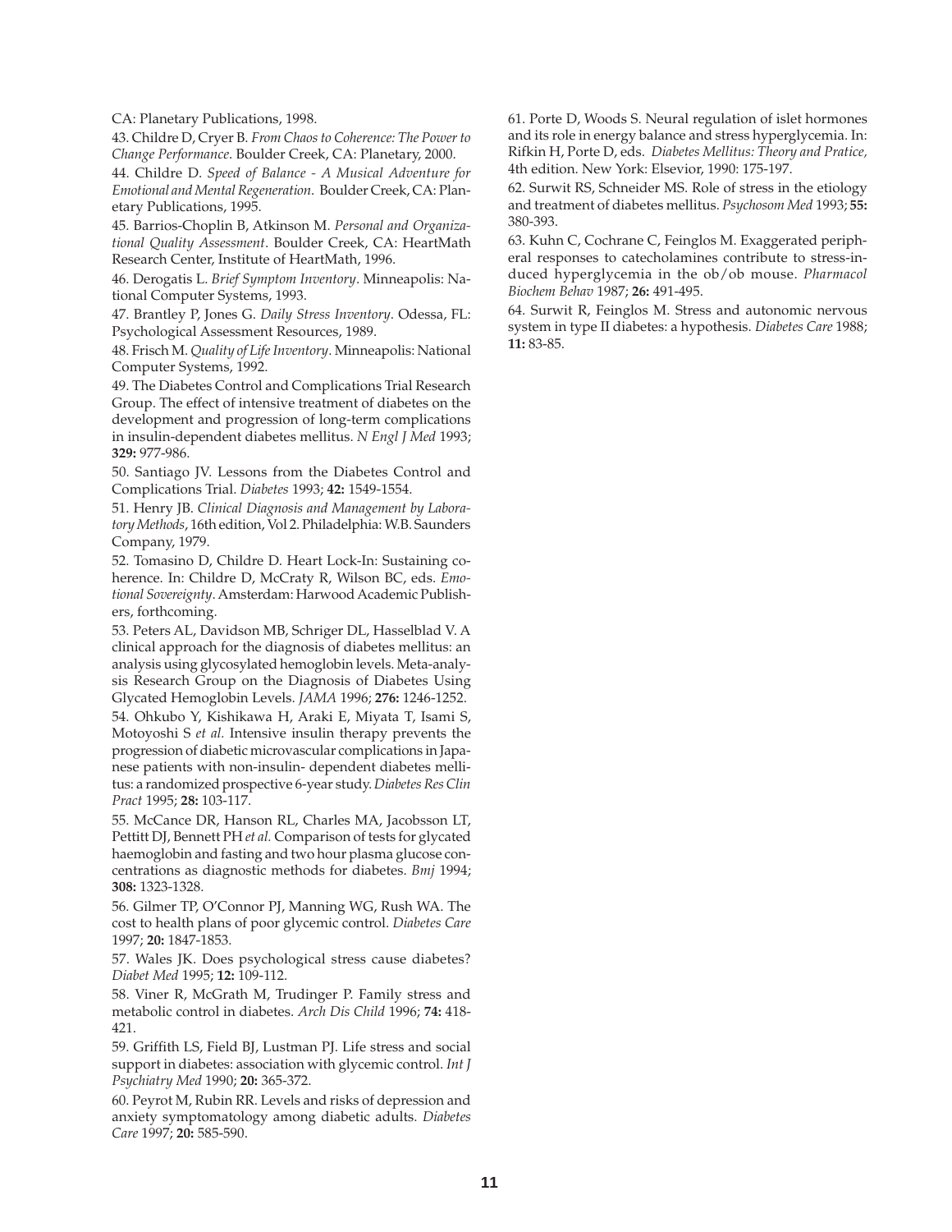CA: Planetary Publications, 1998.

43. Childre D, Cryer B. *From Chaos to Coherence: The Power to Change Performance*. Boulder Creek, CA: Planetary, 2000.

44. Childre D. *Speed of Balance - A Musical Adventure for Emotional and Mental Regeneration*. Boulder Creek, CA: Planetary Publications, 1995.

45. Barrios-Choplin B, Atkinson M. *Personal and Organizational Quality Assessment*. Boulder Creek, CA: HeartMath Research Center, Institute of HeartMath, 1996.

46. Derogatis L. *Brief Symptom Inventory*. Minneapolis: National Computer Systems, 1993.

47. Brantley P, Jones G. *Daily Stress Inventory*. Odessa, FL: Psychological Assessment Resources, 1989.

48. Frisch M. *Quality of Life Inventory*. Minneapolis: National Computer Systems, 1992.

49. The Diabetes Control and Complications Trial Research Group. The effect of intensive treatment of diabetes on the development and progression of long-term complications in insulin-dependent diabetes mellitus. *N Engl J Med* 1993; **329:** 977-986.

50. Santiago JV. Lessons from the Diabetes Control and Complications Trial. *Diabetes* 1993; **42:** 1549-1554.

51. Henry JB. *Clinical Diagnosis and Management by Laboratory Methods*, 16th edition, Vol 2. Philadelphia: W.B. Saunders Company, 1979.

52. Tomasino D, Childre D. Heart Lock-In: Sustaining coherence. In: Childre D, McCraty R, Wilson BC, eds. *Emotional Sovereignty*. Amsterdam: Harwood Academic Publishers, forthcoming.

53. Peters AL, Davidson MB, Schriger DL, Hasselblad V. A clinical approach for the diagnosis of diabetes mellitus: an analysis using glycosylated hemoglobin levels. Meta-analysis Research Group on the Diagnosis of Diabetes Using Glycated Hemoglobin Levels. *JAMA* 1996; **276:** 1246-1252.

54. Ohkubo Y, Kishikawa H, Araki E, Miyata T, Isami S, Motoyoshi S *et al*. Intensive insulin therapy prevents the progression of diabetic microvascular complications in Japanese patients with non-insulin- dependent diabetes mellitus: a randomized prospective 6-year study. *Diabetes Res Clin Pract* 1995; **28:** 103-117.

55. McCance DR, Hanson RL, Charles MA, Jacobsson LT, Pettitt DJ, Bennett PH *et al.* Comparison of tests for glycated haemoglobin and fasting and two hour plasma glucose concentrations as diagnostic methods for diabetes. *Bmj* 1994; **308:** 1323-1328.

56. Gilmer TP, O'Connor PJ, Manning WG, Rush WA. The cost to health plans of poor glycemic control. *Diabetes Care* 1997; **20:** 1847-1853.

57. Wales JK. Does psychological stress cause diabetes? *Diabet Med* 1995; **12:** 109-112.

58. Viner R, McGrath M, Trudinger P. Family stress and metabolic control in diabetes. *Arch Dis Child* 1996; **74:** 418-421.

59. Griffith LS, Field BJ, Lustman PJ. Life stress and social support in diabetes: association with glycemic control. *Int J Psychiatry Med* 1990; **20:** 365-372.

60. Peyrot M, Rubin RR. Levels and risks of depression and anxiety symptomatology among diabetic adults. *Diabetes Care* 1997; **20:** 585-590.

61. Porte D, Woods S. Neural regulation of islet hormones and its role in energy balance and stress hyperglycemia. In: Rifkin H, Porte D, eds. *Diabetes Mellitus: Theory and Pratice,* 4th edition. New York: Elsevior, 1990: 175-197.

62. Surwit RS, Schneider MS. Role of stress in the etiology and treatment of diabetes mellitus. *Psychosom Med* 1993; **55:** 380-393.

63. Kuhn C, Cochrane C, Feinglos M. Exaggerated peripheral responses to catecholamines contribute to stress-induced hyperglycemia in the ob/ob mouse. *Pharmacol Biochem Behav* 1987; **26:** 491-495.

64. Surwit R, Feinglos M. Stress and autonomic nervous system in type II diabetes: a hypothesis. *Diabetes Care* 1988; **11:** 83-85.